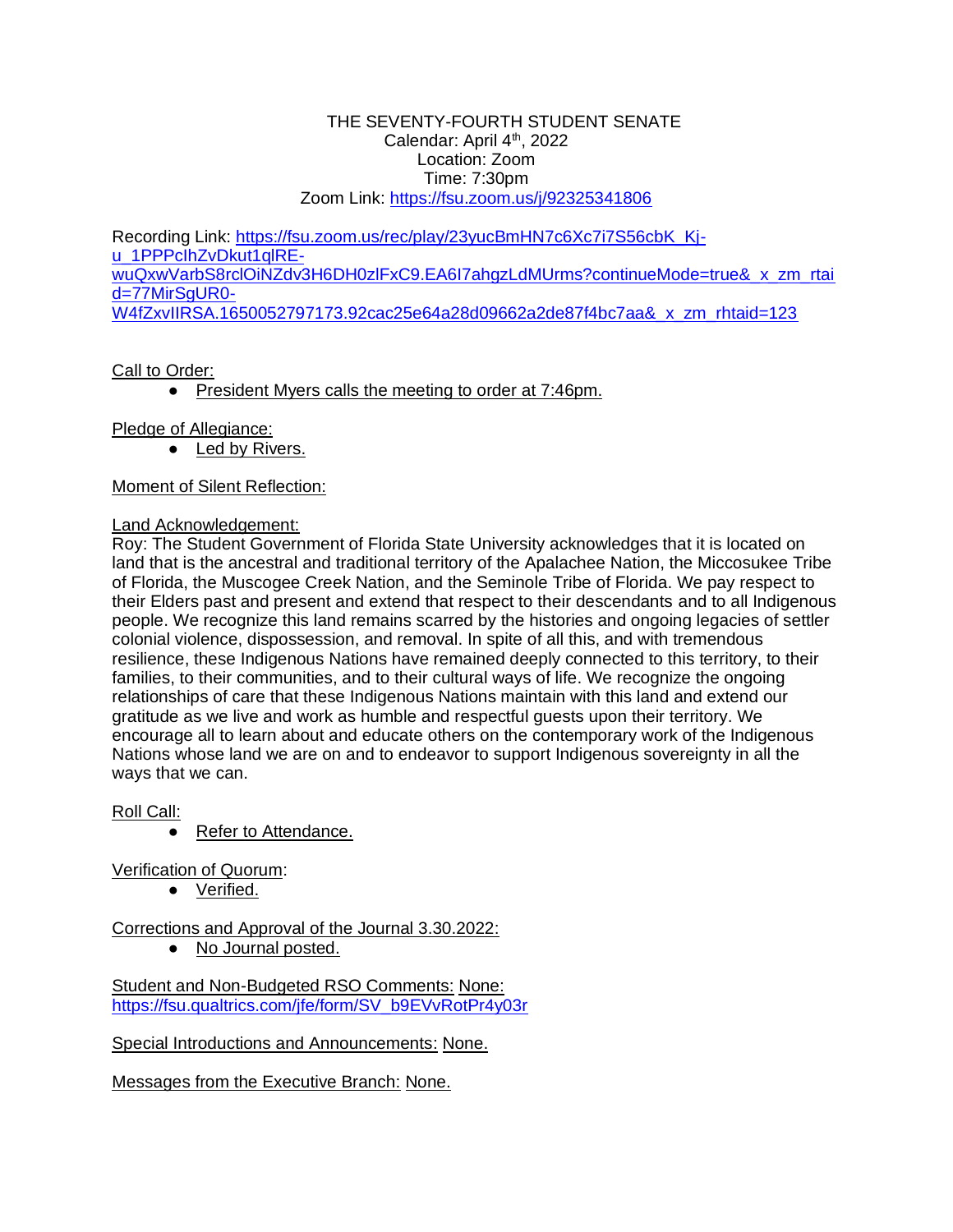THE SEVENTY-FOURTH STUDENT SENATE
Calendar: April 4th, 2022
Location: Zoom
Time: 7:30pm
Zoom Link: https://fsu.zoom.us/j/92325341806

Recording Link: https://fsu.zoom.us/rec/play/23yucBmHN7c6Xc7i7S56cbK_Kj-u_1PPPclhZvDkut1qlRE-wuQxwVarbS8rclOiNZdv3H6DH0zlFxC9.EA6I7ahgzLdMUrms?continueMode=true&_x_zm_rtaid=77MirSgUR0-W4fZxvIIRSA.1650052797173.92cac25e64a28d09662a2de87f4bc7aa&_x_zm_rhtaid=123

Call to Order:

- President Myers calls the meeting to order at 7:46pm.

Pledge of Allegiance:

- Led by Rivers.

Moment of Silent Reflection:

Land Acknowledgement:

Roy: The Student Government of Florida State University acknowledges that it is located on land that is the ancestral and traditional territory of the Apalachee Nation, the Miccosukee Tribe of Florida, the Muscogee Creek Nation, and the Seminole Tribe of Florida. We pay respect to their Elders past and present and extend that respect to their descendants and to all Indigenous people. We recognize this land remains scarred by the histories and ongoing legacies of settler colonial violence, dispossession, and removal. In spite of all this, and with tremendous resilience, these Indigenous Nations have remained deeply connected to this territory, to their families, to their communities, and to their cultural ways of life. We recognize the ongoing relationships of care that these Indigenous Nations maintain with this land and extend our gratitude as we live and work as humble and respectful guests upon their territory. We encourage all to learn about and educate others on the contemporary work of the Indigenous Nations whose land we are on and to endeavor to support Indigenous sovereignty in all the ways that we can.

Roll Call:

- Refer to Attendance.

Verification of Quorum:

- Verified.

Corrections and Approval of the Journal 3.30.2022:

- No Journal posted.

Student and Non-Budgeted RSO Comments: None: https://fsu.qualtrics.com/jfe/form/SV_b9EVvRotPr4y03r

Special Introductions and Announcements: None.

Messages from the Executive Branch: None.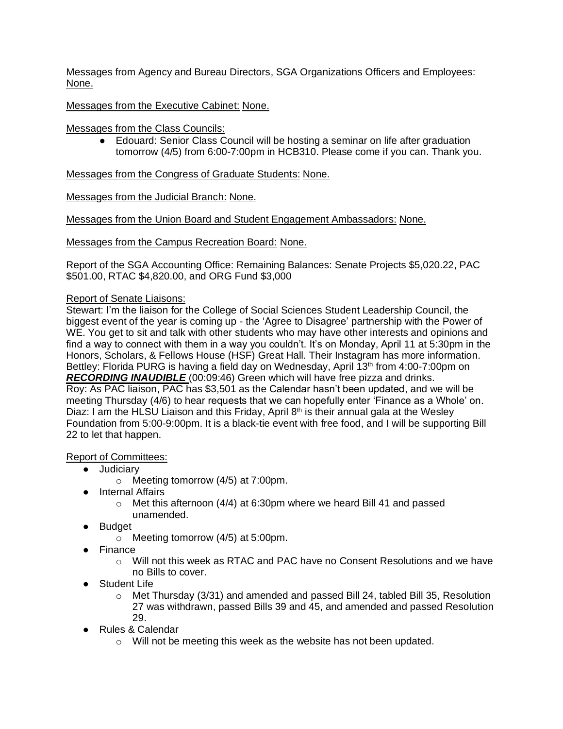<u>Messages from Agency and Bureau Directors, SGA Organizations Officers and Employees:</u> <u>None.</u>

<u>Messages from the Executive Cabinet:</u> <u>None.</u>

<u>Messages from the Class Councils:</u>

- Edouard: Senior Class Council will be hosting a seminar on life after graduation tomorrow (4/5) from 6:00-7:00pm in HCB310. Please come if you can. Thank you.

<u>Messages from the Congress of Graduate Students:</u> <u>None.</u>

<u>Messages from the Judicial Branch:</u> <u>None.</u>

<u>Messages from the Union Board and Student Engagement Ambassadors:</u> <u>None.</u>

<u>Messages from the Campus Recreation Board:</u> <u>None.</u>

<u>Report of the SGA Accounting Office:</u> Remaining Balances: Senate Projects $5,020.22, PAC $501.00, RTAC $4,820.00, and ORG Fund $3,000

<u>Report of Senate Liaisons:</u>

Stewart: I'm the liaison for the College of Social Sciences Student Leadership Council, the biggest event of the year is coming up - the 'Agree to Disagree' partnership with the Power of WE. You get to sit and talk with other students who may have other interests and opinions and find a way to connect with them in a way you couldn't. It's on Monday, April 11 at 5:30pm in the Honors, Scholars, & Fellows House (HSF) Great Hall. Their Instagram has more information.

Bettley: Florida PURG is having a field day on Wednesday, April 13th from 4:00-7:00pm on ***<u>RECORDING INAUDIBLE</u>*** (00:09:46) Green which will have free pizza and drinks.

Roy: As PAC liaison, PAC has $3,501 as the Calendar hasn't been updated, and we will be meeting Thursday (4/6) to hear requests that we can hopefully enter 'Finance as a Whole' on.

Diaz: I am the HLSU Liaison and this Friday, April 8th is their annual gala at the Wesley Foundation from 5:00-9:00pm. It is a black-tie event with free food, and I will be supporting Bill 22 to let that happen.

<u>Report of Committees:</u>

- Judiciary
  - Meeting tomorrow (4/5) at 7:00pm.
- Internal Affairs
  - Met this afternoon (4/4) at 6:30pm where we heard Bill 41 and passed unamended.
- Budget
  - Meeting tomorrow (4/5) at 5:00pm.
- Finance
  - Will not this week as RTAC and PAC have no Consent Resolutions and we have no Bills to cover.
- Student Life
  - Met Thursday (3/31) and amended and passed Bill 24, tabled Bill 35, Resolution 27 was withdrawn, passed Bills 39 and 45, and amended and passed Resolution 29.
- Rules & Calendar
  - Will not be meeting this week as the website has not been updated.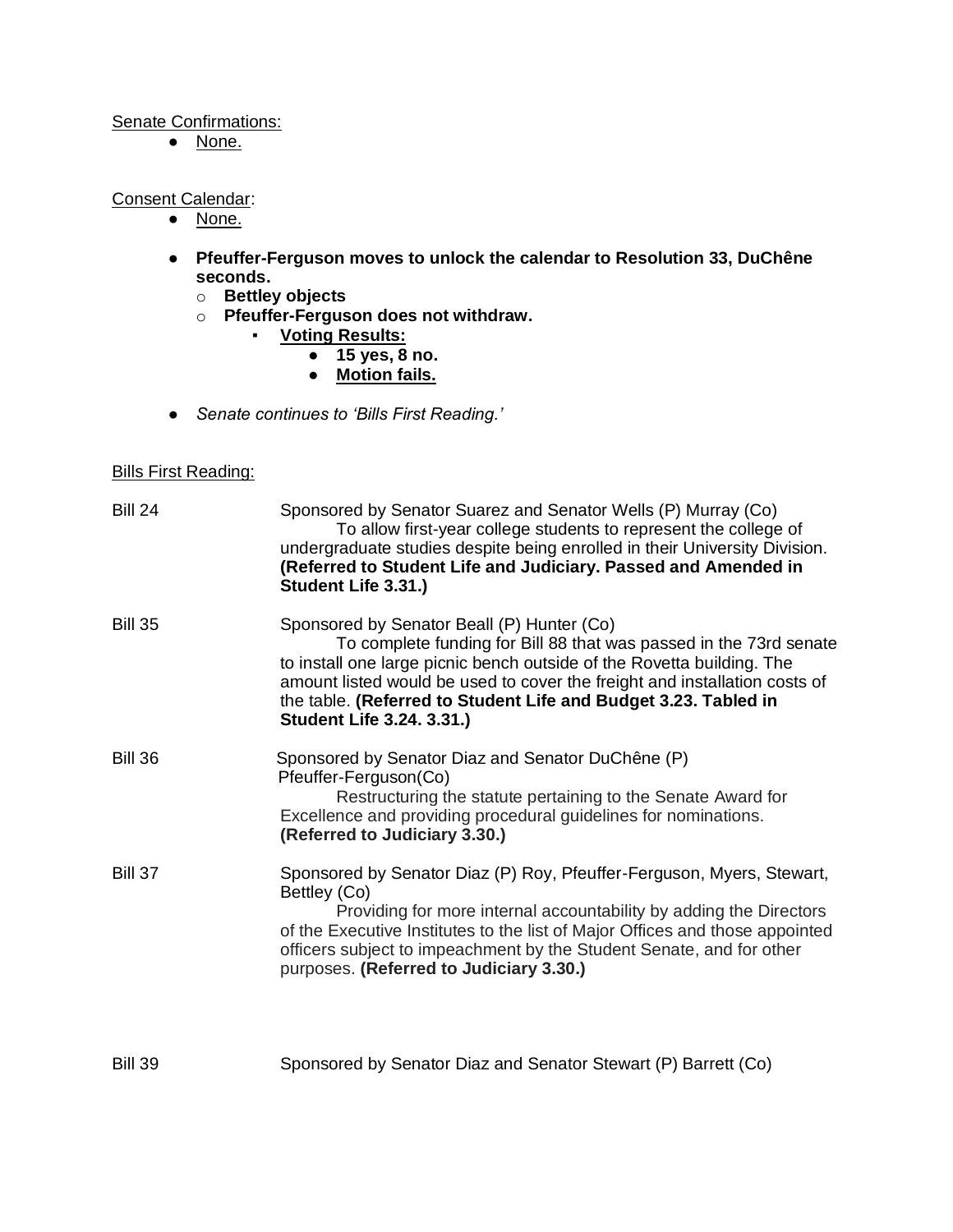Senate Confirmations:

- None.

Consent Calendar:

- None.

- **Pfeuffer-Ferguson moves to unlock the calendar to Resolution 33, DuChêne seconds.**
  - **Bettley objects**
  - **Pfeuffer-Ferguson does not withdraw.**
    - **Voting Results:**
      - **15 yes, 8 no.**
      - **Motion fails.**

- *Senate continues to 'Bills First Reading.'*

Bills First Reading:

Bill 24 — Sponsored by Senator Suarez and Senator Wells (P) Murray (Co)
To allow first-year college students to represent the college of undergraduate studies despite being enrolled in their University Division. **(Referred to Student Life and Judiciary. Passed and Amended in Student Life 3.31.)**

Bill 35 — Sponsored by Senator Beall (P) Hunter (Co)
To complete funding for Bill 88 that was passed in the 73rd senate to install one large picnic bench outside of the Rovetta building. The amount listed would be used to cover the freight and installation costs of the table. **(Referred to Student Life and Budget 3.23. Tabled in Student Life 3.24. 3.31.)**

Bill 36 — Sponsored by Senator Diaz and Senator DuChêne (P) Pfeuffer-Ferguson(Co)
Restructuring the statute pertaining to the Senate Award for Excellence and providing procedural guidelines for nominations. **(Referred to Judiciary 3.30.)**

Bill 37 — Sponsored by Senator Diaz (P) Roy, Pfeuffer-Ferguson, Myers, Stewart, Bettley (Co)
Providing for more internal accountability by adding the Directors of the Executive Institutes to the list of Major Offices and those appointed officers subject to impeachment by the Student Senate, and for other purposes. **(Referred to Judiciary 3.30.)**

Bill 39 — Sponsored by Senator Diaz and Senator Stewart (P) Barrett (Co)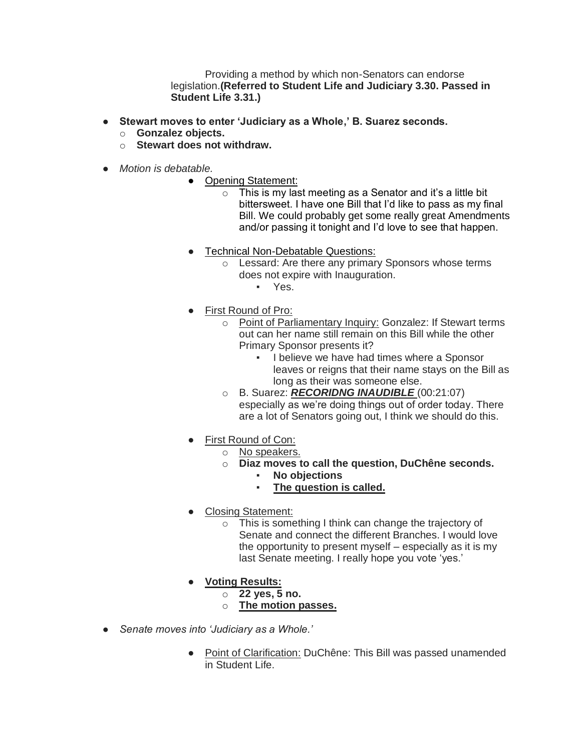Providing a method by which non-Senators can endorse legislation.**(Referred to Student Life and Judiciary 3.30. Passed in Student Life 3.31.)**

- **Stewart moves to enter 'Judiciary as a Whole,' B. Suarez seconds.**
  - **Gonzalez objects.**
  - **Stewart does not withdraw.**

- *Motion is debatable.*
  - <u>Opening Statement:</u>
    - This is my last meeting as a Senator and it's a little bit bittersweet. I have one Bill that I'd like to pass as my final Bill. We could probably get some really great Amendments and/or passing it tonight and I'd love to see that happen.

  - <u>Technical Non-Debatable Questions:</u>
    - Lessard: Are there any primary Sponsors whose terms does not expire with Inauguration.
      - Yes.

  - <u>First Round of Pro:</u>
    - <u>Point of Parliamentary Inquiry:</u> Gonzalez: If Stewart terms out can her name still remain on this Bill while the other Primary Sponsor presents it?
      - I believe we have had times where a Sponsor leaves or reigns that their name stays on the Bill as long as their was someone else.
    - B. Suarez: ***<u>RECORIDNG INAUDIBLE</u>*** (00:21:07) especially as we're doing things out of order today. There are a lot of Senators going out, I think we should do this.

  - <u>First Round of Con:</u>
    - <u>No speakers.</u>
    - **Diaz moves to call the question, DuChêne seconds.**
      - **No objections**
      - **<u>The question is called.</u>**

  - <u>Closing Statement:</u>
    - This is something I think can change the trajectory of Senate and connect the different Branches. I would love the opportunity to present myself – especially as it is my last Senate meeting. I really hope you vote 'yes.'

  - **<u>Voting Results:</u>**
    - **22 yes, 5 no.**
    - **<u>The motion passes.</u>**

- *Senate moves into 'Judiciary as a Whole.'*
  - <u>Point of Clarification:</u> DuChêne: This Bill was passed unamended in Student Life.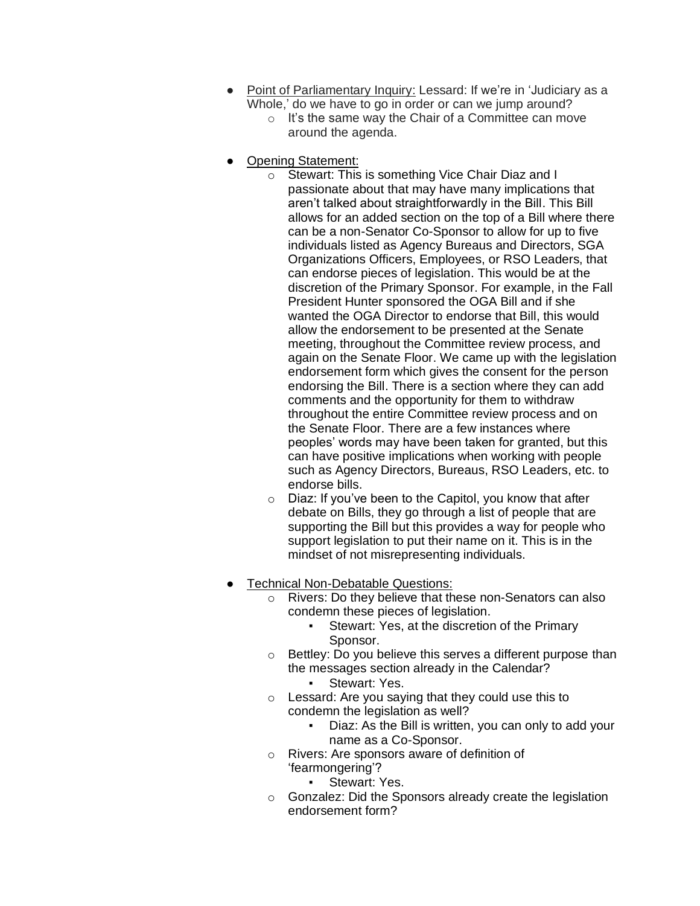- Point of Parliamentary Inquiry: Lessard: If we're in 'Judiciary as a Whole,' do we have to go in order or can we jump around?
    - It's the same way the Chair of a Committee can move around the agenda.

- Opening Statement:
    - Stewart: This is something Vice Chair Diaz and I passionate about that may have many implications that aren't talked about straightforwardly in the Bill. This Bill allows for an added section on the top of a Bill where there can be a non-Senator Co-Sponsor to allow for up to five individuals listed as Agency Bureaus and Directors, SGA Organizations Officers, Employees, or RSO Leaders, that can endorse pieces of legislation. This would be at the discretion of the Primary Sponsor. For example, in the Fall President Hunter sponsored the OGA Bill and if she wanted the OGA Director to endorse that Bill, this would allow the endorsement to be presented at the Senate meeting, throughout the Committee review process, and again on the Senate Floor. We came up with the legislation endorsement form which gives the consent for the person endorsing the Bill. There is a section where they can add comments and the opportunity for them to withdraw throughout the entire Committee review process and on the Senate Floor. There are a few instances where peoples' words may have been taken for granted, but this can have positive implications when working with people such as Agency Directors, Bureaus, RSO Leaders, etc. to endorse bills.
    - Diaz: If you've been to the Capitol, you know that after debate on Bills, they go through a list of people that are supporting the Bill but this provides a way for people who support legislation to put their name on it. This is in the mindset of not misrepresenting individuals.

- Technical Non-Debatable Questions:
    - Rivers: Do they believe that these non-Senators can also condemn these pieces of legislation.
        - Stewart: Yes, at the discretion of the Primary Sponsor.
    - Bettley: Do you believe this serves a different purpose than the messages section already in the Calendar?
        - Stewart: Yes.
    - Lessard: Are you saying that they could use this to condemn the legislation as well?
        - Diaz: As the Bill is written, you can only to add your name as a Co-Sponsor.
    - Rivers: Are sponsors aware of definition of 'fearmongering'?
        - Stewart: Yes.
    - Gonzalez: Did the Sponsors already create the legislation endorsement form?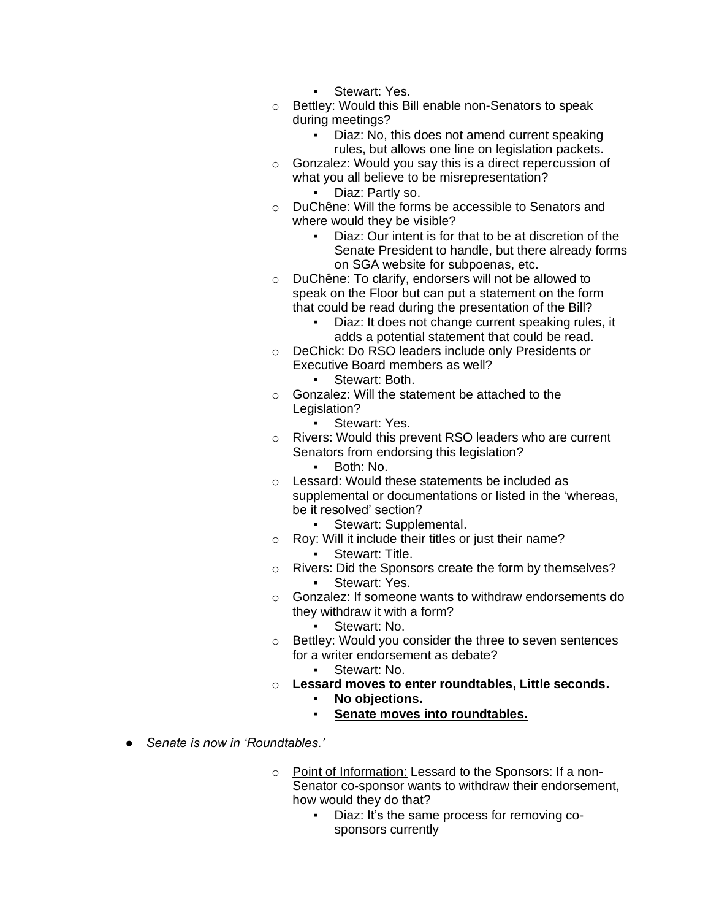- Stewart: Yes.
- Bettley: Would this Bill enable non-Senators to speak during meetings?
    - Diaz: No, this does not amend current speaking rules, but allows one line on legislation packets.
- Gonzalez: Would you say this is a direct repercussion of what you all believe to be misrepresentation?
    - Diaz: Partly so.
- DuChêne: Will the forms be accessible to Senators and where would they be visible?
    - Diaz: Our intent is for that to be at discretion of the Senate President to handle, but there already forms on SGA website for subpoenas, etc.
- DuChêne: To clarify, endorsers will not be allowed to speak on the Floor but can put a statement on the form that could be read during the presentation of the Bill?
    - Diaz: It does not change current speaking rules, it adds a potential statement that could be read.
- DeChick: Do RSO leaders include only Presidents or Executive Board members as well?
    - Stewart: Both.
- Gonzalez: Will the statement be attached to the Legislation?
    - Stewart: Yes.
- Rivers: Would this prevent RSO leaders who are current Senators from endorsing this legislation?
    - Both: No.
- Lessard: Would these statements be included as supplemental or documentations or listed in the 'whereas, be it resolved' section?
    - Stewart: Supplemental.
- Roy: Will it include their titles or just their name?
    - Stewart: Title.
- Rivers: Did the Sponsors create the form by themselves?
    - Stewart: Yes.
- Gonzalez: If someone wants to withdraw endorsements do they withdraw it with a form?
    - Stewart: No.
- Bettley: Would you consider the three to seven sentences for a writer endorsement as debate?
    - Stewart: No.
- **Lessard moves to enter roundtables, Little seconds.**
    - **No objections.**
    - **<u>Senate moves into roundtables.</u>**

- *Senate is now in 'Roundtables.'*

    - <u>Point of Information:</u> Lessard to the Sponsors: If a non-Senator co-sponsor wants to withdraw their endorsement, how would they do that?
        - Diaz: It's the same process for removing co-sponsors currently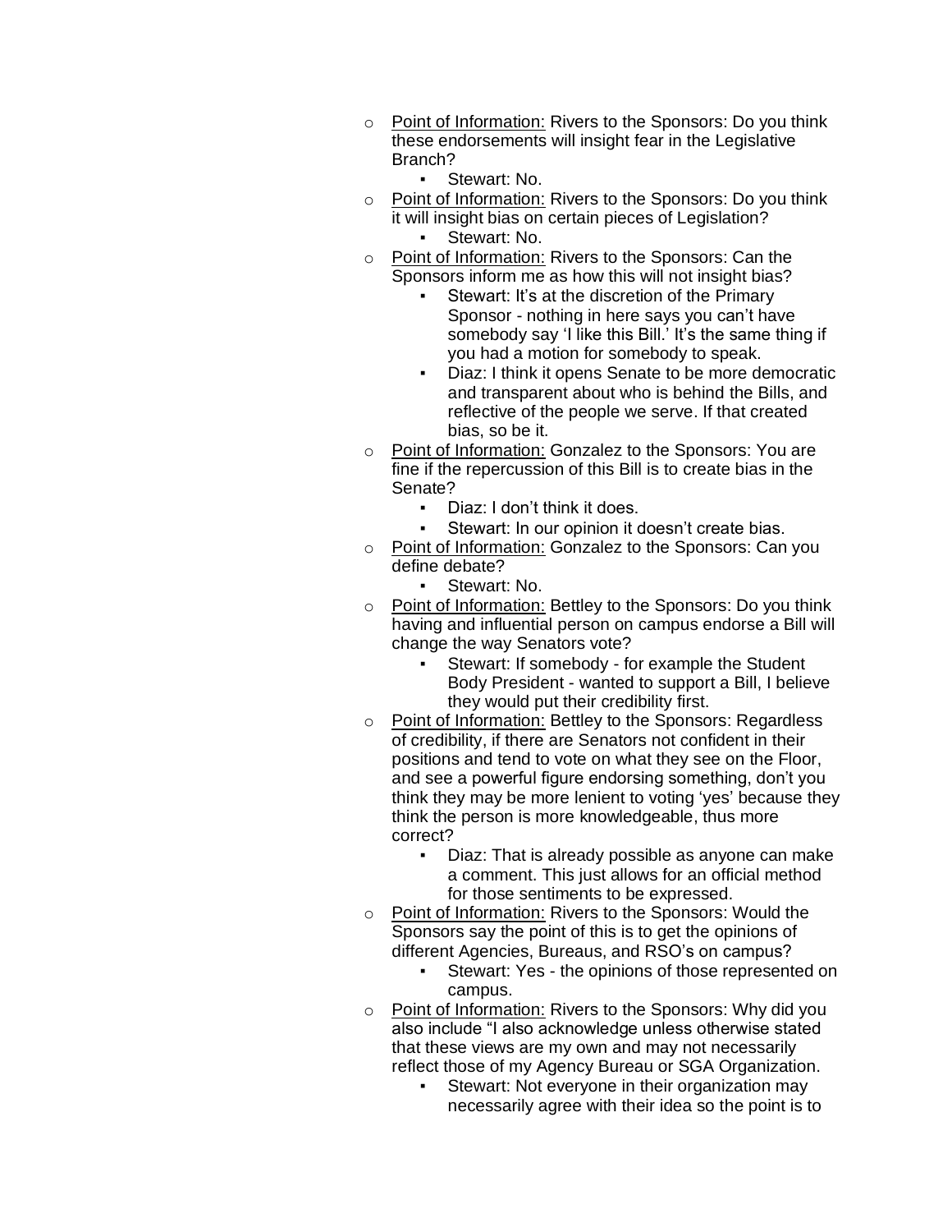- <u>Point of Information:</u> Rivers to the Sponsors: Do you think these endorsements will insight fear in the Legislative Branch?
    - Stewart: No.
- <u>Point of Information:</u> Rivers to the Sponsors: Do you think it will insight bias on certain pieces of Legislation?
    - Stewart: No.
- <u>Point of Information:</u> Rivers to the Sponsors: Can the Sponsors inform me as how this will not insight bias?
    - Stewart: It's at the discretion of the Primary Sponsor - nothing in here says you can't have somebody say 'I like this Bill.' It's the same thing if you had a motion for somebody to speak.
    - Diaz: I think it opens Senate to be more democratic and transparent about who is behind the Bills, and reflective of the people we serve. If that created bias, so be it.
- <u>Point of Information:</u> Gonzalez to the Sponsors: You are fine if the repercussion of this Bill is to create bias in the Senate?
    - Diaz: I don't think it does.
    - Stewart: In our opinion it doesn't create bias.
- <u>Point of Information:</u> Gonzalez to the Sponsors: Can you define debate?
    - Stewart: No.
- <u>Point of Information:</u> Bettley to the Sponsors: Do you think having and influential person on campus endorse a Bill will change the way Senators vote?
    - Stewart: If somebody - for example the Student Body President - wanted to support a Bill, I believe they would put their credibility first.
- <u>Point of Information:</u> Bettley to the Sponsors: Regardless of credibility, if there are Senators not confident in their positions and tend to vote on what they see on the Floor, and see a powerful figure endorsing something, don't you think they may be more lenient to voting 'yes' because they think the person is more knowledgeable, thus more correct?
    - Diaz: That is already possible as anyone can make a comment. This just allows for an official method for those sentiments to be expressed.
- <u>Point of Information:</u> Rivers to the Sponsors: Would the Sponsors say the point of this is to get the opinions of different Agencies, Bureaus, and RSO's on campus?
    - Stewart: Yes - the opinions of those represented on campus.
- <u>Point of Information:</u> Rivers to the Sponsors: Why did you also include "I also acknowledge unless otherwise stated that these views are my own and may not necessarily reflect those of my Agency Bureau or SGA Organization.
    - Stewart: Not everyone in their organization may necessarily agree with their idea so the point is to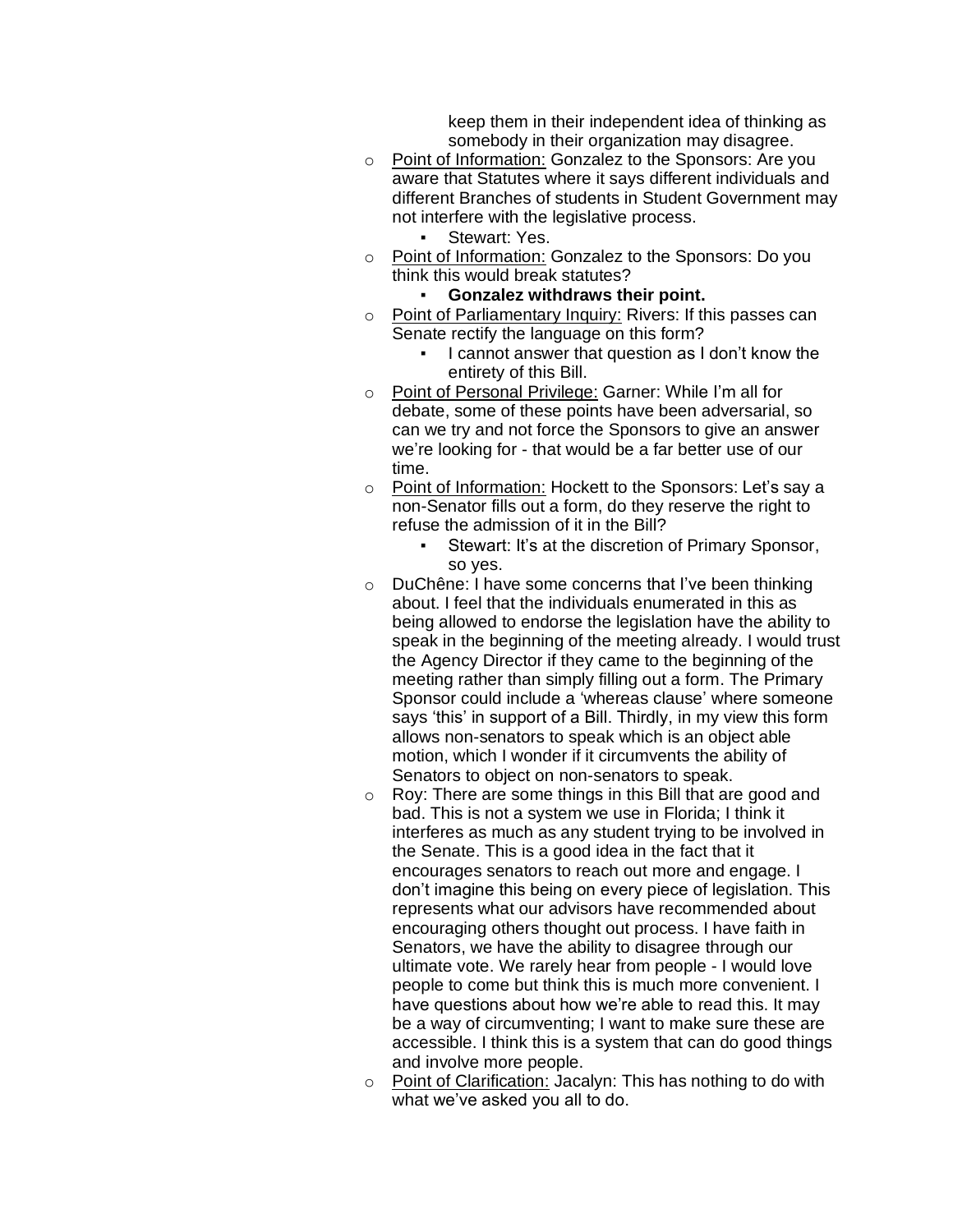keep them in their independent idea of thinking as somebody in their organization may disagree.

- Point of Information: Gonzalez to the Sponsors: Are you aware that Statutes where it says different individuals and different Branches of students in Student Government may not interfere with the legislative process.
  - Stewart: Yes.
- Point of Information: Gonzalez to the Sponsors: Do you think this would break statutes?
  - **Gonzalez withdraws their point.**
- Point of Parliamentary Inquiry: Rivers: If this passes can Senate rectify the language on this form?
  - I cannot answer that question as I don't know the entirety of this Bill.
- Point of Personal Privilege: Garner: While I'm all for debate, some of these points have been adversarial, so can we try and not force the Sponsors to give an answer we're looking for - that would be a far better use of our time.
- Point of Information: Hockett to the Sponsors: Let's say a non-Senator fills out a form, do they reserve the right to refuse the admission of it in the Bill?
  - Stewart: It's at the discretion of Primary Sponsor, so yes.
- DuChêne: I have some concerns that I've been thinking about. I feel that the individuals enumerated in this as being allowed to endorse the legislation have the ability to speak in the beginning of the meeting already. I would trust the Agency Director if they came to the beginning of the meeting rather than simply filling out a form. The Primary Sponsor could include a 'whereas clause' where someone says 'this' in support of a Bill. Thirdly, in my view this form allows non-senators to speak which is an object able motion, which I wonder if it circumvents the ability of Senators to object on non-senators to speak.
- Roy: There are some things in this Bill that are good and bad. This is not a system we use in Florida; I think it interferes as much as any student trying to be involved in the Senate. This is a good idea in the fact that it encourages senators to reach out more and engage. I don't imagine this being on every piece of legislation. This represents what our advisors have recommended about encouraging others thought out process. I have faith in Senators, we have the ability to disagree through our ultimate vote. We rarely hear from people - I would love people to come but think this is much more convenient. I have questions about how we're able to read this. It may be a way of circumventing; I want to make sure these are accessible. I think this is a system that can do good things and involve more people.
- Point of Clarification: Jacalyn: This has nothing to do with what we've asked you all to do.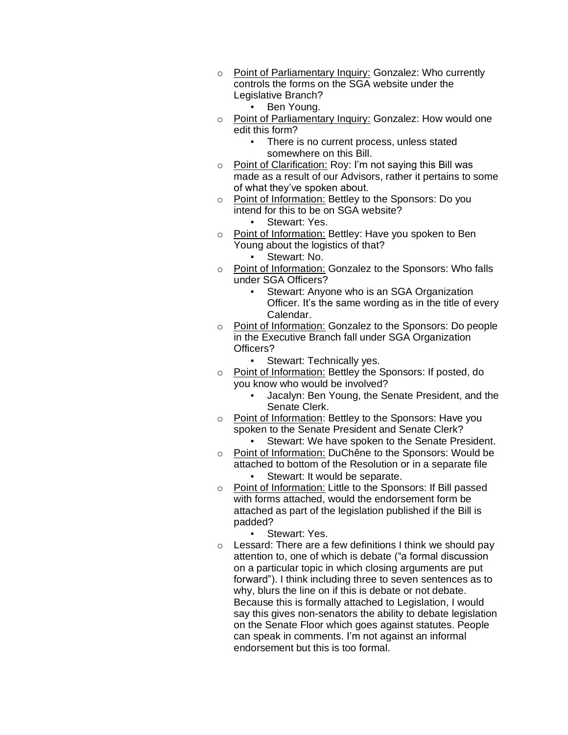- Point of Parliamentary Inquiry: Gonzalez: Who currently controls the forms on the SGA website under the Legislative Branch?
    - Ben Young.
- Point of Parliamentary Inquiry: Gonzalez: How would one edit this form?
    - There is no current process, unless stated somewhere on this Bill.
- Point of Clarification: Roy: I'm not saying this Bill was made as a result of our Advisors, rather it pertains to some of what they've spoken about.
- Point of Information: Bettley to the Sponsors: Do you intend for this to be on SGA website?
    - Stewart: Yes.
- Point of Information: Bettley: Have you spoken to Ben Young about the logistics of that?
    - Stewart: No.
- Point of Information: Gonzalez to the Sponsors: Who falls under SGA Officers?
    - Stewart: Anyone who is an SGA Organization Officer. It's the same wording as in the title of every Calendar.
- Point of Information: Gonzalez to the Sponsors: Do people in the Executive Branch fall under SGA Organization Officers?
    - Stewart: Technically yes.
- Point of Information: Bettley the Sponsors: If posted, do you know who would be involved?
    - Jacalyn: Ben Young, the Senate President, and the Senate Clerk.
- Point of Information: Bettley to the Sponsors: Have you spoken to the Senate President and Senate Clerk?
    - Stewart: We have spoken to the Senate President.
- Point of Information: DuChêne to the Sponsors: Would be attached to bottom of the Resolution or in a separate file
    - Stewart: It would be separate.
- Point of Information: Little to the Sponsors: If Bill passed with forms attached, would the endorsement form be attached as part of the legislation published if the Bill is padded?
    - Stewart: Yes.
- Lessard: There are a few definitions I think we should pay attention to, one of which is debate ("a formal discussion on a particular topic in which closing arguments are put forward"). I think including three to seven sentences as to why, blurs the line on if this is debate or not debate. Because this is formally attached to Legislation, I would say this gives non-senators the ability to debate legislation on the Senate Floor which goes against statutes. People can speak in comments. I'm not against an informal endorsement but this is too formal.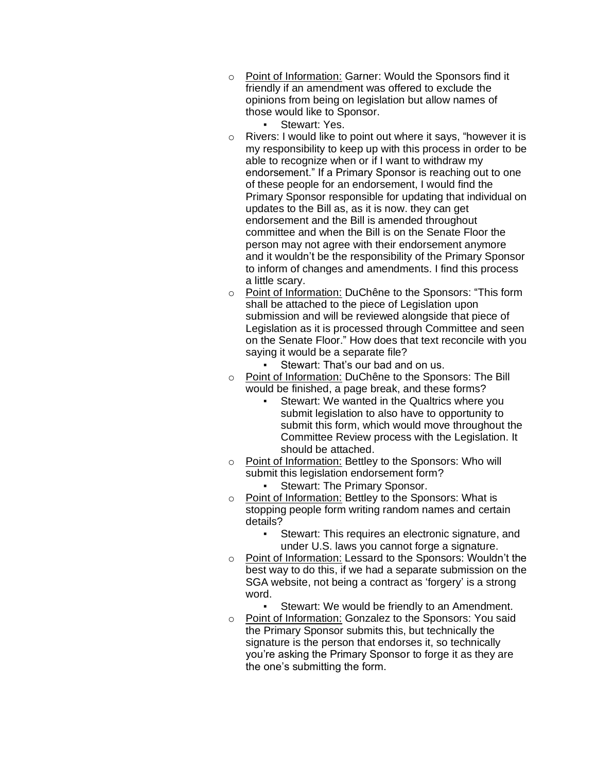- <u>Point of Information:</u> Garner: Would the Sponsors find it friendly if an amendment was offered to exclude the opinions from being on legislation but allow names of those would like to Sponsor.
    - Stewart: Yes.
- Rivers: I would like to point out where it says, "however it is my responsibility to keep up with this process in order to be able to recognize when or if I want to withdraw my endorsement." If a Primary Sponsor is reaching out to one of these people for an endorsement, I would find the Primary Sponsor responsible for updating that individual on updates to the Bill as, as it is now. they can get endorsement and the Bill is amended throughout committee and when the Bill is on the Senate Floor the person may not agree with their endorsement anymore and it wouldn't be the responsibility of the Primary Sponsor to inform of changes and amendments. I find this process a little scary.
- <u>Point of Information:</u> DuChêne to the Sponsors: "This form shall be attached to the piece of Legislation upon submission and will be reviewed alongside that piece of Legislation as it is processed through Committee and seen on the Senate Floor." How does that text reconcile with you saying it would be a separate file?
    - Stewart: That's our bad and on us.
- <u>Point of Information:</u> DuChêne to the Sponsors: The Bill would be finished, a page break, and these forms?
    - Stewart: We wanted in the Qualtrics where you submit legislation to also have to opportunity to submit this form, which would move throughout the Committee Review process with the Legislation. It should be attached.
- <u>Point of Information:</u> Bettley to the Sponsors: Who will submit this legislation endorsement form?
    - Stewart: The Primary Sponsor.
- <u>Point of Information:</u> Bettley to the Sponsors: What is stopping people form writing random names and certain details?
    - Stewart: This requires an electronic signature, and under U.S. laws you cannot forge a signature.
- <u>Point of Information:</u> Lessard to the Sponsors: Wouldn't the best way to do this, if we had a separate submission on the SGA website, not being a contract as 'forgery' is a strong word.
    - Stewart: We would be friendly to an Amendment.
- <u>Point of Information:</u> Gonzalez to the Sponsors: You said the Primary Sponsor submits this, but technically the signature is the person that endorses it, so technically you're asking the Primary Sponsor to forge it as they are the one's submitting the form.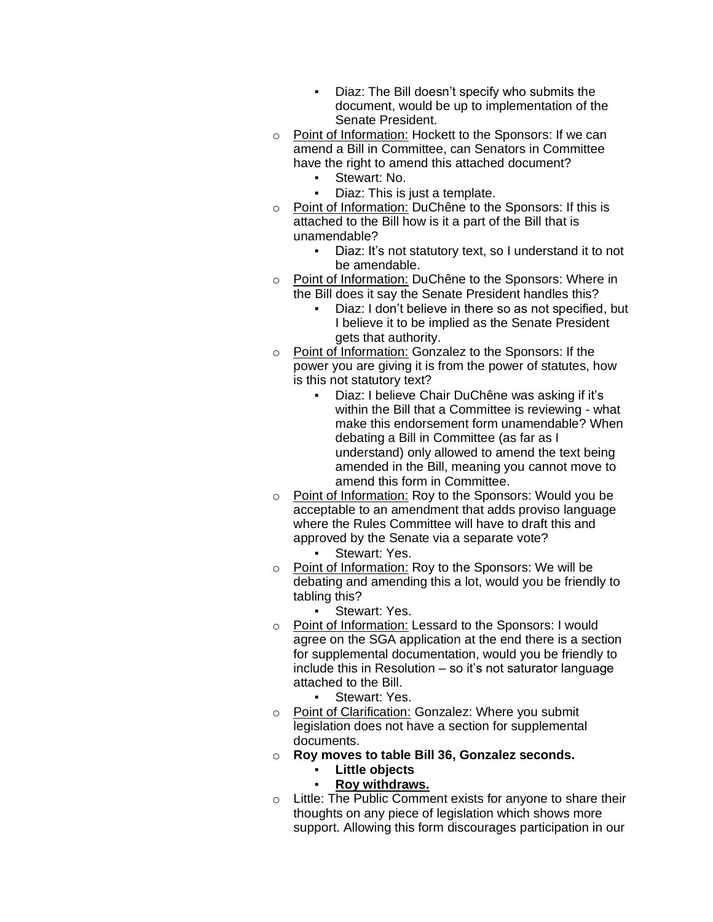- Diaz: The Bill doesn't specify who submits the document, would be up to implementation of the Senate President.
    - Point of Information: Hockett to the Sponsors: If we can amend a Bill in Committee, can Senators in Committee have the right to amend this attached document?
        - Stewart: No.
        - Diaz: This is just a template.
    - Point of Information: DuChêne to the Sponsors: If this is attached to the Bill how is it a part of the Bill that is unamendable?
        - Diaz: It's not statutory text, so I understand it to not be amendable.
    - Point of Information: DuChêne to the Sponsors: Where in the Bill does it say the Senate President handles this?
        - Diaz: I don't believe in there so as not specified, but I believe it to be implied as the Senate President gets that authority.
    - Point of Information: Gonzalez to the Sponsors: If the power you are giving it is from the power of statutes, how is this not statutory text?
        - Diaz: I believe Chair DuChêne was asking if it's within the Bill that a Committee is reviewing - what make this endorsement form unamendable? When debating a Bill in Committee (as far as I understand) only allowed to amend the text being amended in the Bill, meaning you cannot move to amend this form in Committee.
    - Point of Information: Roy to the Sponsors: Would you be acceptable to an amendment that adds proviso language where the Rules Committee will have to draft this and approved by the Senate via a separate vote?
        - Stewart: Yes.
    - Point of Information: Roy to the Sponsors: We will be debating and amending this a lot, would you be friendly to tabling this?
        - Stewart: Yes.
    - Point of Information: Lessard to the Sponsors: I would agree on the SGA application at the end there is a section for supplemental documentation, would you be friendly to include this in Resolution – so it's not saturator language attached to the Bill.
        - Stewart: Yes.
    - Point of Clarification: Gonzalez: Where you submit legislation does not have a section for supplemental documents.
    - **Roy moves to table Bill 36, Gonzalez seconds.**
        - **Little objects**
        - **Roy withdraws.**
    - Little: The Public Comment exists for anyone to share their thoughts on any piece of legislation which shows more support. Allowing this form discourages participation in our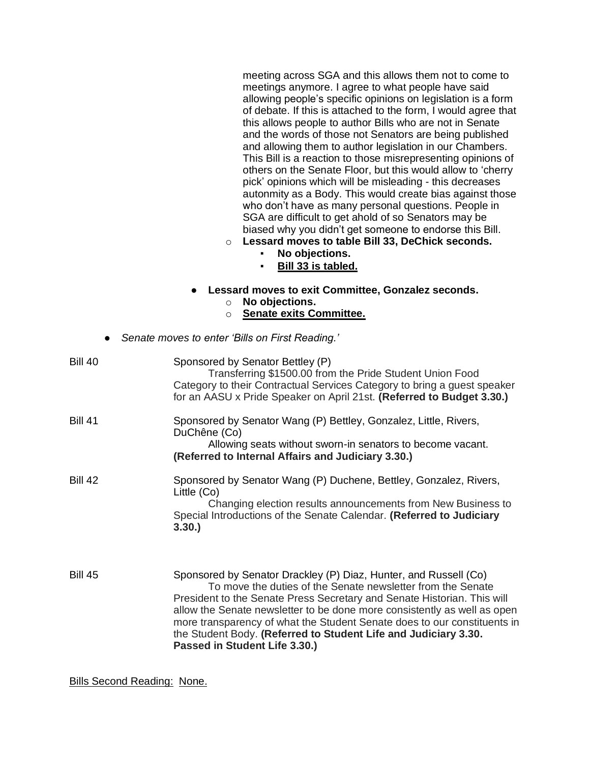meeting across SGA and this allows them not to come to meetings anymore. I agree to what people have said allowing people's specific opinions on legislation is a form of debate. If this is attached to the form, I would agree that this allows people to author Bills who are not in Senate and the words of those not Senators are being published and allowing them to author legislation in our Chambers. This Bill is a reaction to those misrepresenting opinions of others on the Senate Floor, but this would allow to 'cherry pick' opinions which will be misleading - this decreases autonmity as a Body. This would create bias against those who don't have as many personal questions. People in SGA are difficult to get ahold of so Senators may be biased why you didn't get someone to endorse this Bill.

- **Lessard moves to table Bill 33, DeChick seconds.**
    - **No objections.**
    - **<u>Bill 33 is tabled.</u>**

- **Lessard moves to exit Committee, Gonzalez seconds.**
    - **No objections.**
    - **<u>Senate exits Committee.</u>**

- *Senate moves to enter 'Bills on First Reading.'*

Bill 40 — Sponsored by Senator Bettley (P)
Transferring $1500.00 from the Pride Student Union Food Category to their Contractual Services Category to bring a guest speaker for an AASU x Pride Speaker on April 21st. **(Referred to Budget 3.30.)**

Bill 41 — Sponsored by Senator Wang (P) Bettley, Gonzalez, Little, Rivers, DuChêne (Co)
Allowing seats without sworn-in senators to become vacant. **(Referred to Internal Affairs and Judiciary 3.30.)**

Bill 42 — Sponsored by Senator Wang (P) Duchene, Bettley, Gonzalez, Rivers, Little (Co)
Changing election results announcements from New Business to Special Introductions of the Senate Calendar. **(Referred to Judiciary 3.30.)**

Bill 45 — Sponsored by Senator Drackley (P) Diaz, Hunter, and Russell (Co)
To move the duties of the Senate newsletter from the Senate President to the Senate Press Secretary and Senate Historian. This will allow the Senate newsletter to be done more consistently as well as open more transparency of what the Student Senate does to our constituents in the Student Body. **(Referred to Student Life and Judiciary 3.30. Passed in Student Life 3.30.)**

<u>Bills Second Reading: None.</u>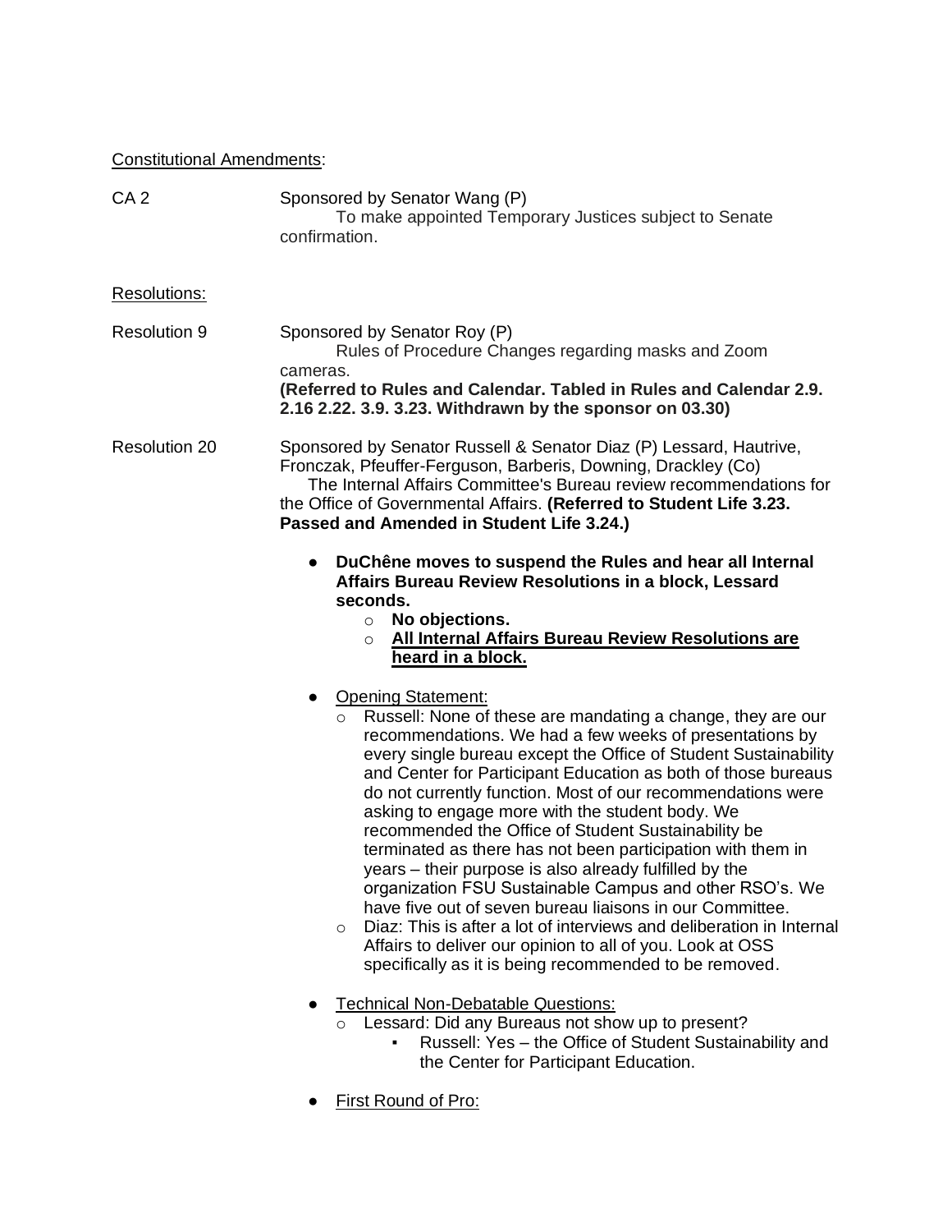Constitutional Amendments:

CA 2 — Sponsored by Senator Wang (P)
To make appointed Temporary Justices subject to Senate confirmation.

Resolutions:

Resolution 9 — Sponsored by Senator Roy (P)
Rules of Procedure Changes regarding masks and Zoom cameras.
**(Referred to Rules and Calendar. Tabled in Rules and Calendar 2.9. 2.16 2.22. 3.9. 3.23. Withdrawn by the sponsor on 03.30)**

Resolution 20 — Sponsored by Senator Russell & Senator Diaz (P) Lessard, Hautrive, Fronczak, Pfeuffer-Ferguson, Barberis, Downing, Drackley (Co)
The Internal Affairs Committee's Bureau review recommendations for the Office of Governmental Affairs. **(Referred to Student Life 3.23. Passed and Amended in Student Life 3.24.)**

- **DuChêne moves to suspend the Rules and hear all Internal Affairs Bureau Review Resolutions in a block, Lessard seconds.**
    - **No objections.**
    - **<u>All Internal Affairs Bureau Review Resolutions are heard in a block.</u>**
- <u>Opening Statement:</u>
    - Russell: None of these are mandating a change, they are our recommendations. We had a few weeks of presentations by every single bureau except the Office of Student Sustainability and Center for Participant Education as both of those bureaus do not currently function. Most of our recommendations were asking to engage more with the student body. We recommended the Office of Student Sustainability be terminated as there has not been participation with them in years – their purpose is also already fulfilled by the organization FSU Sustainable Campus and other RSO's. We have five out of seven bureau liaisons in our Committee.
    - Diaz: This is after a lot of interviews and deliberation in Internal Affairs to deliver our opinion to all of you. Look at OSS specifically as it is being recommended to be removed.
- <u>Technical Non-Debatable Questions:</u>
    - Lessard: Did any Bureaus not show up to present?
        - Russell: Yes – the Office of Student Sustainability and the Center for Participant Education.
- <u>First Round of Pro:</u>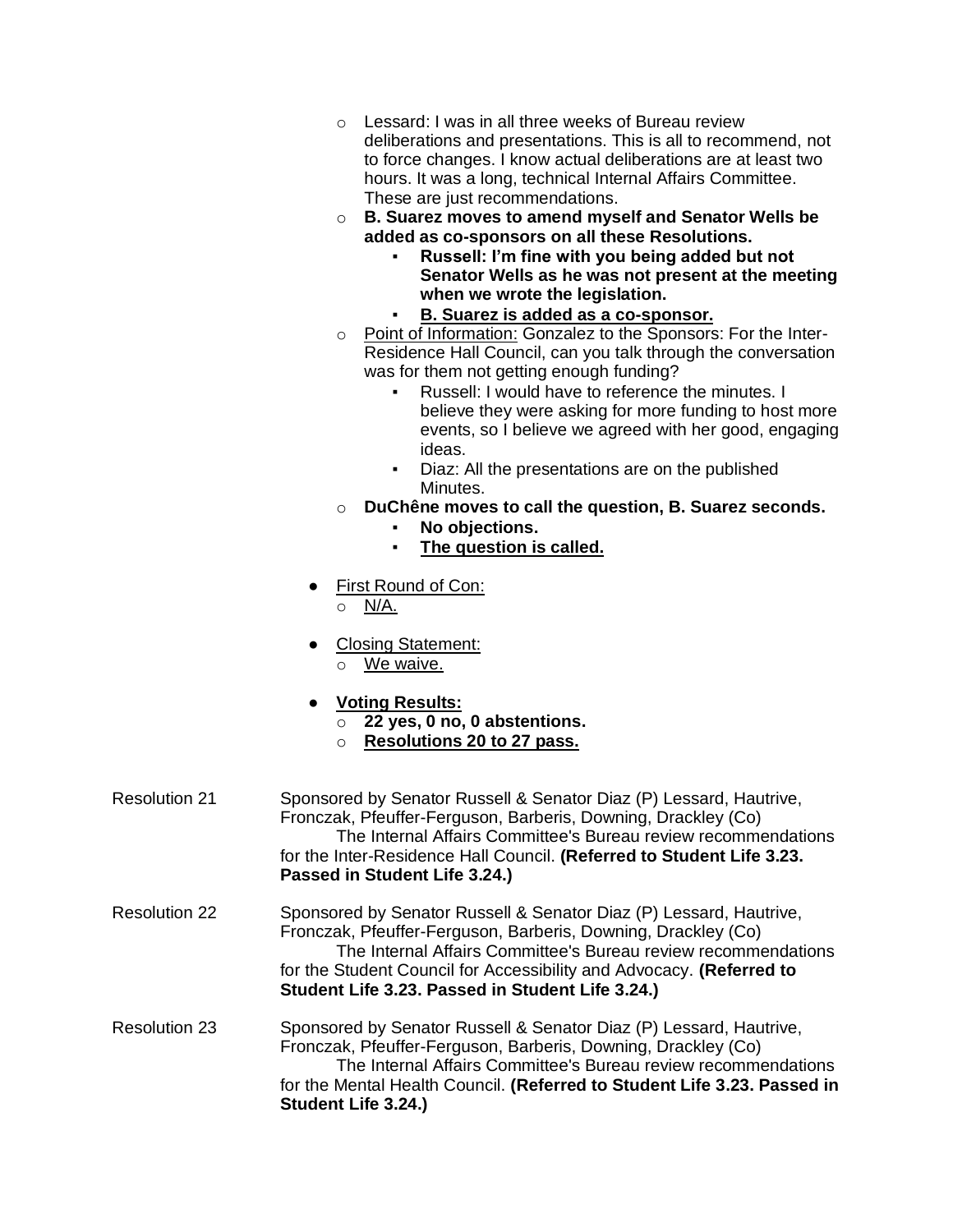- Lessard: I was in all three weeks of Bureau review deliberations and presentations. This is all to recommend, not to force changes. I know actual deliberations are at least two hours. It was a long, technical Internal Affairs Committee. These are just recommendations.
- **B. Suarez moves to amend myself and Senator Wells be added as co-sponsors on all these Resolutions.**
    - **Russell: I'm fine with you being added but not Senator Wells as he was not present at the meeting when we wrote the legislation.**
    - <u>**B. Suarez is added as a co-sponsor.**</u>
- <u>Point of Information:</u> Gonzalez to the Sponsors: For the Inter-Residence Hall Council, can you talk through the conversation was for them not getting enough funding?
    - Russell: I would have to reference the minutes. I believe they were asking for more funding to host more events, so I believe we agreed with her good, engaging ideas.
    - Diaz: All the presentations are on the published Minutes.
- **DuChêne moves to call the question, B. Suarez seconds.**
    - **No objections.**
    - <u>**The question is called.**</u>

- <u>First Round of Con:</u>
    - <u>N/A.</u>

- <u>Closing Statement:</u>
    - <u>We waive.</u>

- <u>**Voting Results:**</u>
    - **22 yes, 0 no, 0 abstentions.**
    - <u>**Resolutions 20 to 27 pass.**</u>

Resolution 21 — Sponsored by Senator Russell & Senator Diaz (P) Lessard, Hautrive, Fronczak, Pfeuffer-Ferguson, Barberis, Downing, Drackley (Co)
The Internal Affairs Committee's Bureau review recommendations for the Inter-Residence Hall Council. **(Referred to Student Life 3.23. Passed in Student Life 3.24.)**

Resolution 22 — Sponsored by Senator Russell & Senator Diaz (P) Lessard, Hautrive, Fronczak, Pfeuffer-Ferguson, Barberis, Downing, Drackley (Co)
The Internal Affairs Committee's Bureau review recommendations for the Student Council for Accessibility and Advocacy. **(Referred to Student Life 3.23. Passed in Student Life 3.24.)**

Resolution 23 — Sponsored by Senator Russell & Senator Diaz (P) Lessard, Hautrive, Fronczak, Pfeuffer-Ferguson, Barberis, Downing, Drackley (Co)
The Internal Affairs Committee's Bureau review recommendations for the Mental Health Council. **(Referred to Student Life 3.23. Passed in Student Life 3.24.)**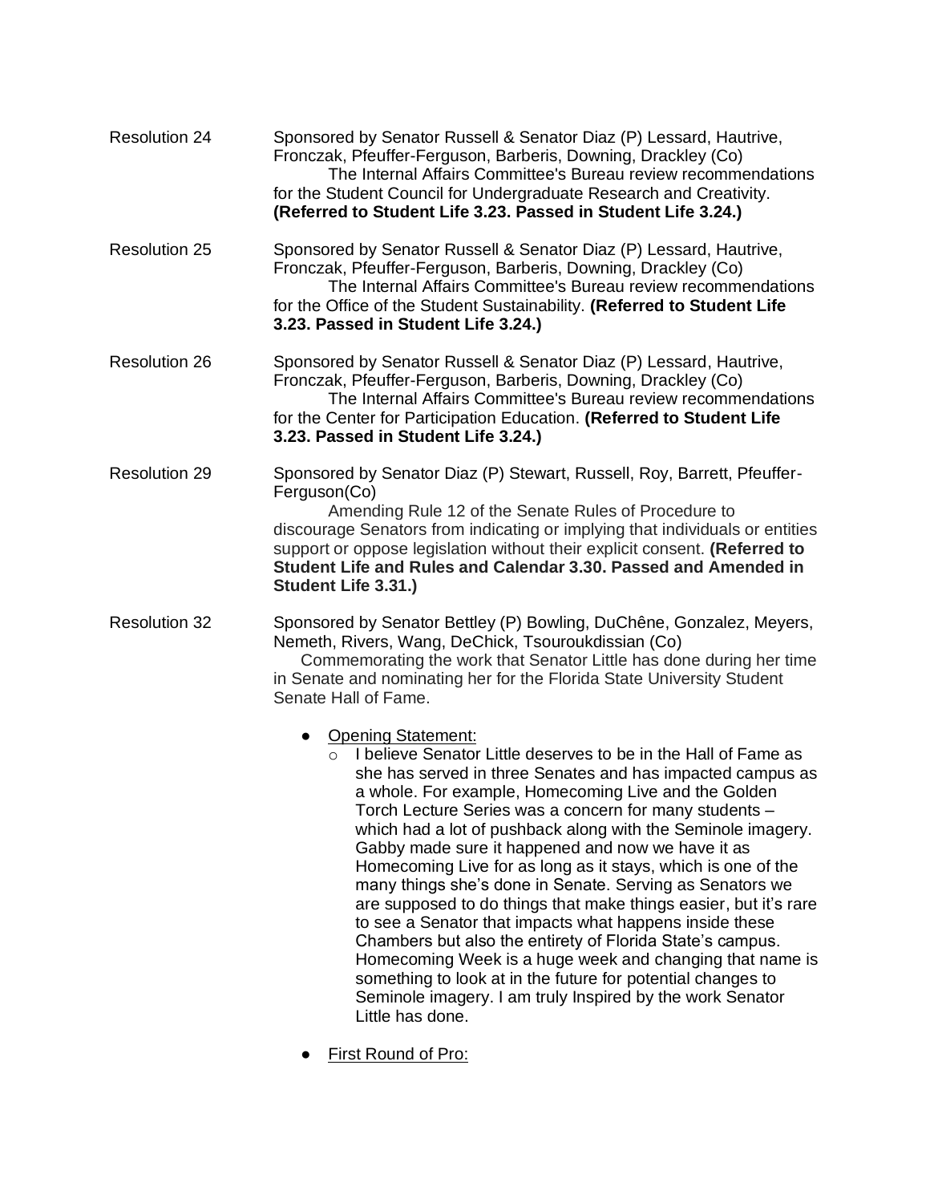Resolution 24 Sponsored by Senator Russell & Senator Diaz (P) Lessard, Hautrive, Fronczak, Pfeuffer-Ferguson, Barberis, Downing, Drackley (Co)
The Internal Affairs Committee's Bureau review recommendations for the Student Council for Undergraduate Research and Creativity. **(Referred to Student Life 3.23. Passed in Student Life 3.24.)**

Resolution 25 Sponsored by Senator Russell & Senator Diaz (P) Lessard, Hautrive, Fronczak, Pfeuffer-Ferguson, Barberis, Downing, Drackley (Co)
The Internal Affairs Committee's Bureau review recommendations for the Office of the Student Sustainability. **(Referred to Student Life 3.23. Passed in Student Life 3.24.)**

Resolution 26 Sponsored by Senator Russell & Senator Diaz (P) Lessard, Hautrive, Fronczak, Pfeuffer-Ferguson, Barberis, Downing, Drackley (Co)
The Internal Affairs Committee's Bureau review recommendations for the Center for Participation Education. **(Referred to Student Life 3.23. Passed in Student Life 3.24.)**

Resolution 29 Sponsored by Senator Diaz (P) Stewart, Russell, Roy, Barrett, Pfeuffer-Ferguson(Co)
Amending Rule 12 of the Senate Rules of Procedure to discourage Senators from indicating or implying that individuals or entities support or oppose legislation without their explicit consent. **(Referred to Student Life and Rules and Calendar 3.30. Passed and Amended in Student Life 3.31.)**

Resolution 32 Sponsored by Senator Bettley (P) Bowling, DuChêne, Gonzalez, Meyers, Nemeth, Rivers, Wang, DeChick, Tsouroukdissian (Co)
Commemorating the work that Senator Little has done during her time in Senate and nominating her for the Florida State University Student Senate Hall of Fame.

- Opening Statement:
  - I believe Senator Little deserves to be in the Hall of Fame as she has served in three Senates and has impacted campus as a whole. For example, Homecoming Live and the Golden Torch Lecture Series was a concern for many students – which had a lot of pushback along with the Seminole imagery. Gabby made sure it happened and now we have it as Homecoming Live for as long as it stays, which is one of the many things she's done in Senate. Serving as Senators we are supposed to do things that make things easier, but it's rare to see a Senator that impacts what happens inside these Chambers but also the entirety of Florida State's campus. Homecoming Week is a huge week and changing that name is something to look at in the future for potential changes to Seminole imagery. I am truly Inspired by the work Senator Little has done.
- First Round of Pro: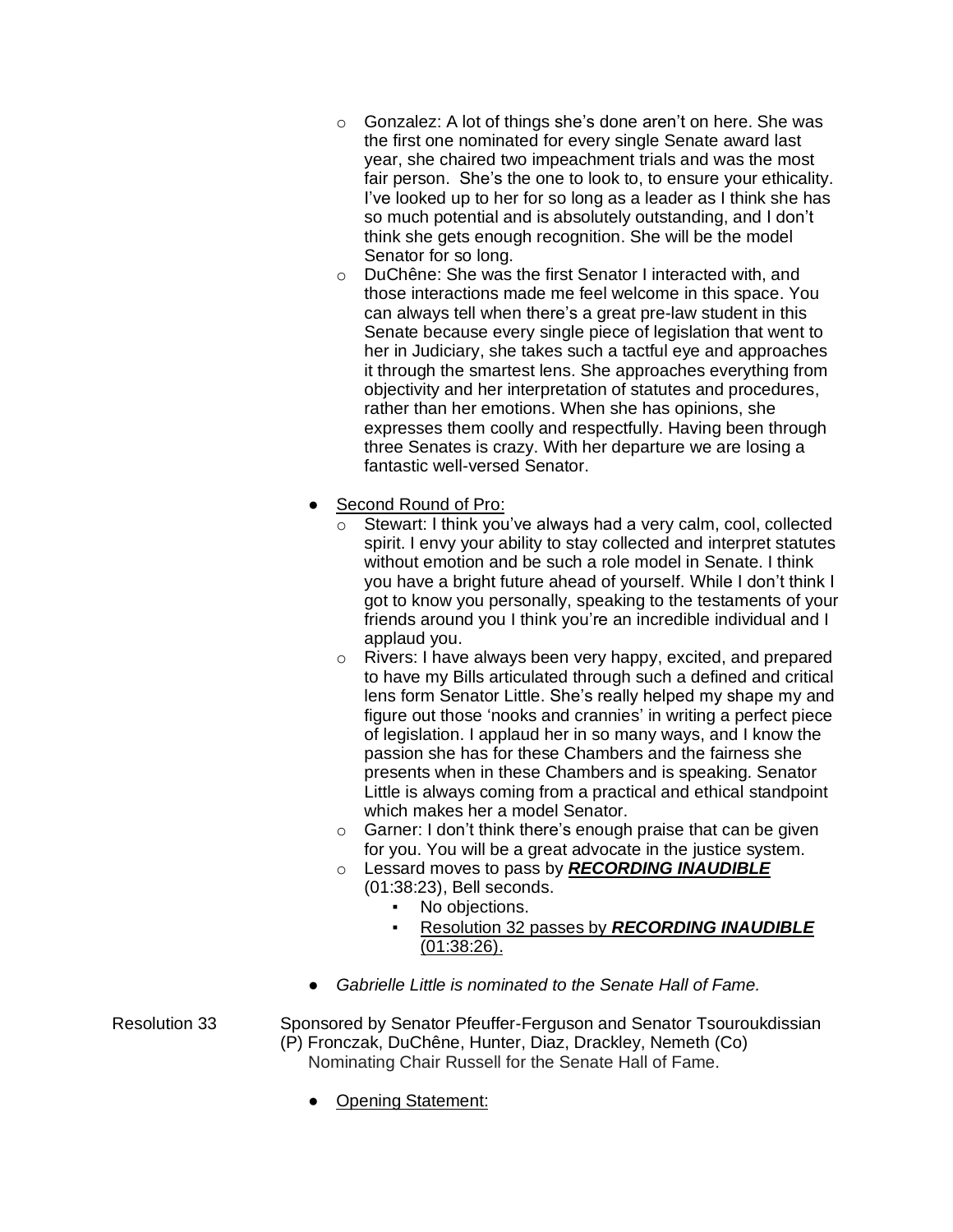- Gonzalez: A lot of things she's done aren't on here. She was the first one nominated for every single Senate award last year, she chaired two impeachment trials and was the most fair person. She's the one to look to, to ensure your ethicality. I've looked up to her for so long as a leader as I think she has so much potential and is absolutely outstanding, and I don't think she gets enough recognition. She will be the model Senator for so long.
- DuChêne: She was the first Senator I interacted with, and those interactions made me feel welcome in this space. You can always tell when there's a great pre-law student in this Senate because every single piece of legislation that went to her in Judiciary, she takes such a tactful eye and approaches it through the smartest lens. She approaches everything from objectivity and her interpretation of statutes and procedures, rather than her emotions. When she has opinions, she expresses them coolly and respectfully. Having been through three Senates is crazy. With her departure we are losing a fantastic well-versed Senator.

- <u>Second Round of Pro:</u>
  - Stewart: I think you've always had a very calm, cool, collected spirit. I envy your ability to stay collected and interpret statutes without emotion and be such a role model in Senate. I think you have a bright future ahead of yourself. While I don't think I got to know you personally, speaking to the testaments of your friends around you I think you're an incredible individual and I applaud you.
  - Rivers: I have always been very happy, excited, and prepared to have my Bills articulated through such a defined and critical lens form Senator Little. She's really helped my shape my and figure out those 'nooks and crannies' in writing a perfect piece of legislation. I applaud her in so many ways, and I know the passion she has for these Chambers and the fairness she presents when in these Chambers and is speaking. Senator Little is always coming from a practical and ethical standpoint which makes her a model Senator.
  - Garner: I don't think there's enough praise that can be given for you. You will be a great advocate in the justice system.
  - Lessard moves to pass by ***<u>RECORDING INAUDIBLE</u>*** (01:38:23), Bell seconds.
    - No objections.
    - <u>Resolution 32 passes by</u> ***<u>RECORDING INAUDIBLE</u>*** <u>(01:38:26).</u>

- *Gabrielle Little is nominated to the Senate Hall of Fame.*

Resolution 33 Sponsored by Senator Pfeuffer-Ferguson and Senator Tsouroukdissian (P) Fronczak, DuChêne, Hunter, Diaz, Drackley, Nemeth (Co)
Nominating Chair Russell for the Senate Hall of Fame.

- <u>Opening Statement:</u>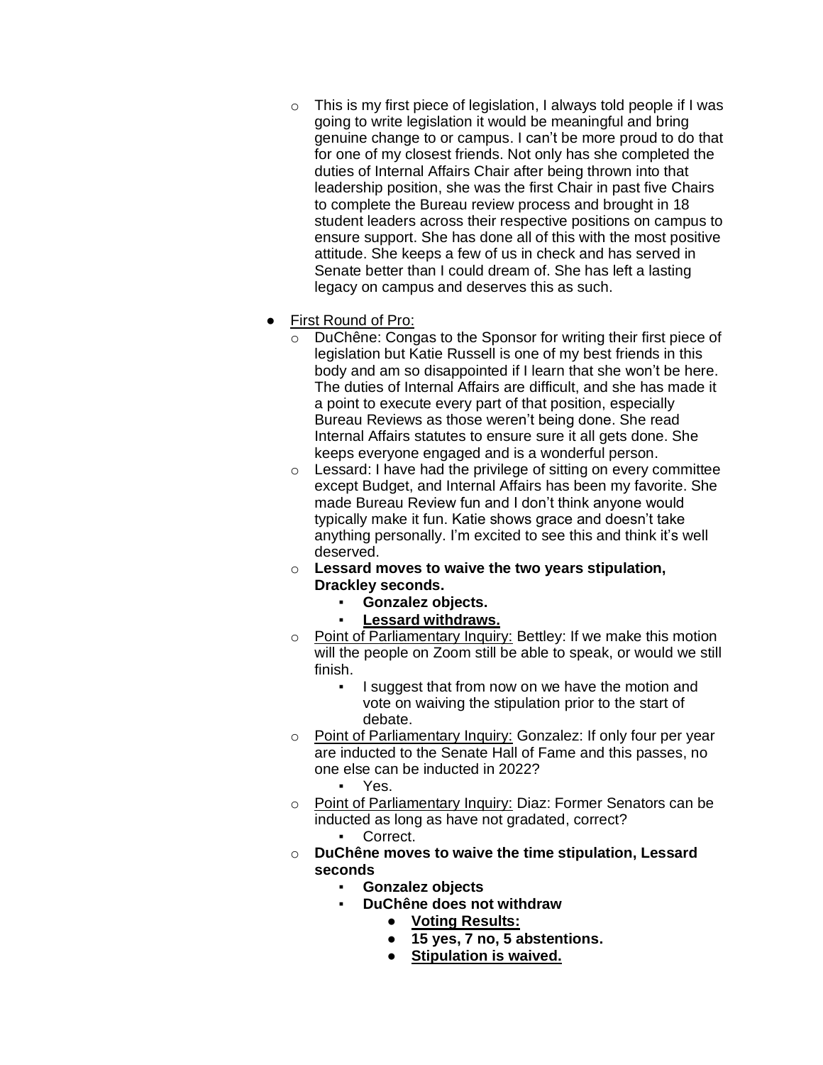- This is my first piece of legislation, I always told people if I was going to write legislation it would be meaningful and bring genuine change to or campus. I can't be more proud to do that for one of my closest friends. Not only has she completed the duties of Internal Affairs Chair after being thrown into that leadership position, she was the first Chair in past five Chairs to complete the Bureau review process and brought in 18 student leaders across their respective positions on campus to ensure support. She has done all of this with the most positive attitude. She keeps a few of us in check and has served in Senate better than I could dream of. She has left a lasting legacy on campus and deserves this as such.

- <u>First Round of Pro:</u>
  - DuChêne: Congas to the Sponsor for writing their first piece of legislation but Katie Russell is one of my best friends in this body and am so disappointed if I learn that she won't be here. The duties of Internal Affairs are difficult, and she has made it a point to execute every part of that position, especially Bureau Reviews as those weren't being done. She read Internal Affairs statutes to ensure sure it all gets done. She keeps everyone engaged and is a wonderful person.
  - Lessard: I have had the privilege of sitting on every committee except Budget, and Internal Affairs has been my favorite. She made Bureau Review fun and I don't think anyone would typically make it fun. Katie shows grace and doesn't take anything personally. I'm excited to see this and think it's well deserved.
  - **Lessard moves to waive the two years stipulation, Drackley seconds.**
    - **Gonzalez objects.**
    - **<u>Lessard withdraws.</u>**
  - <u>Point of Parliamentary Inquiry:</u> Bettley: If we make this motion will the people on Zoom still be able to speak, or would we still finish.
    - I suggest that from now on we have the motion and vote on waiving the stipulation prior to the start of debate.
  - <u>Point of Parliamentary Inquiry:</u> Gonzalez: If only four per year are inducted to the Senate Hall of Fame and this passes, no one else can be inducted in 2022?
    - Yes.
  - <u>Point of Parliamentary Inquiry:</u> Diaz: Former Senators can be inducted as long as have not gradated, correct?
    - Correct.
  - **DuChêne moves to waive the time stipulation, Lessard seconds**
    - **Gonzalez objects**
    - **DuChêne does not withdraw**
      - **<u>Voting Results:</u>**
      - **15 yes, 7 no, 5 abstentions.**
      - **<u>Stipulation is waived.</u>**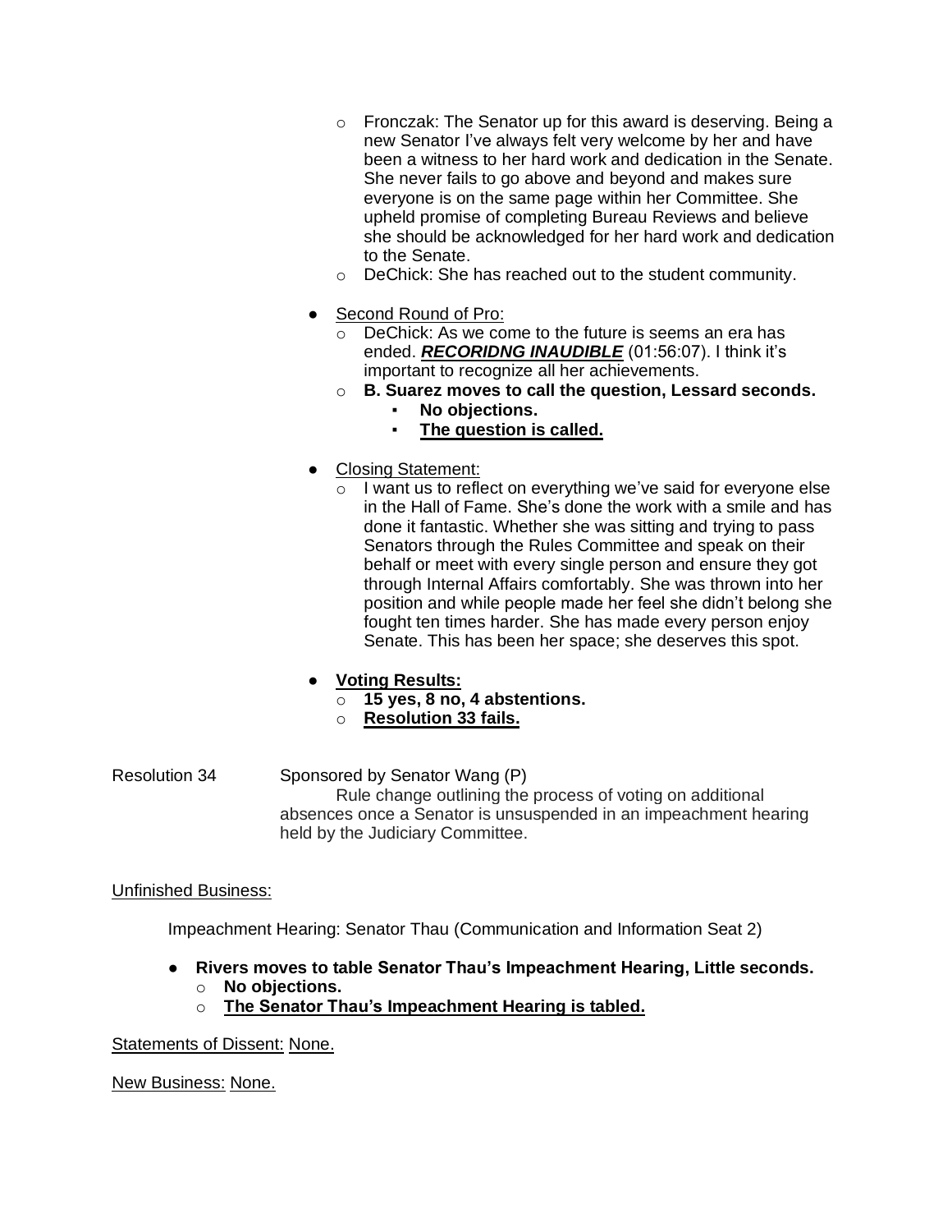- Fronczak: The Senator up for this award is deserving. Being a new Senator I've always felt very welcome by her and have been a witness to her hard work and dedication in the Senate. She never fails to go above and beyond and makes sure everyone is on the same page within her Committee. She upheld promise of completing Bureau Reviews and believe she should be acknowledged for her hard work and dedication to the Senate.
  - DeChick: She has reached out to the student community.

- <u>Second Round of Pro:</u>
  - DeChick: As we come to the future is seems an era has ended. ***<u>RECORIDNG INAUDIBLE</u>*** (01:56:07). I think it's important to recognize all her achievements.
  - **B. Suarez moves to call the question, Lessard seconds.**
    - **No objections.**
    - **<u>The question is called.</u>**

- <u>Closing Statement:</u>
  - I want us to reflect on everything we've said for everyone else in the Hall of Fame. She's done the work with a smile and has done it fantastic. Whether she was sitting and trying to pass Senators through the Rules Committee and speak on their behalf or meet with every single person and ensure they got through Internal Affairs comfortably. She was thrown into her position and while people made her feel she didn't belong she fought ten times harder. She has made every person enjoy Senate. This has been her space; she deserves this spot.

- **<u>Voting Results:</u>**
  - **15 yes, 8 no, 4 abstentions.**
  - **<u>Resolution 33 fails.</u>**

Resolution 34 Sponsored by Senator Wang (P)
Rule change outlining the process of voting on additional absences once a Senator is unsuspended in an impeachment hearing held by the Judiciary Committee.

<u>Unfinished Business:</u>

Impeachment Hearing: Senator Thau (Communication and Information Seat 2)

- **Rivers moves to table Senator Thau's Impeachment Hearing, Little seconds.**
  - **No objections.**
  - **<u>The Senator Thau's Impeachment Hearing is tabled.</u>**

<u>Statements of Dissent:</u> <u>None.</u>

<u>New Business:</u> <u>None.</u>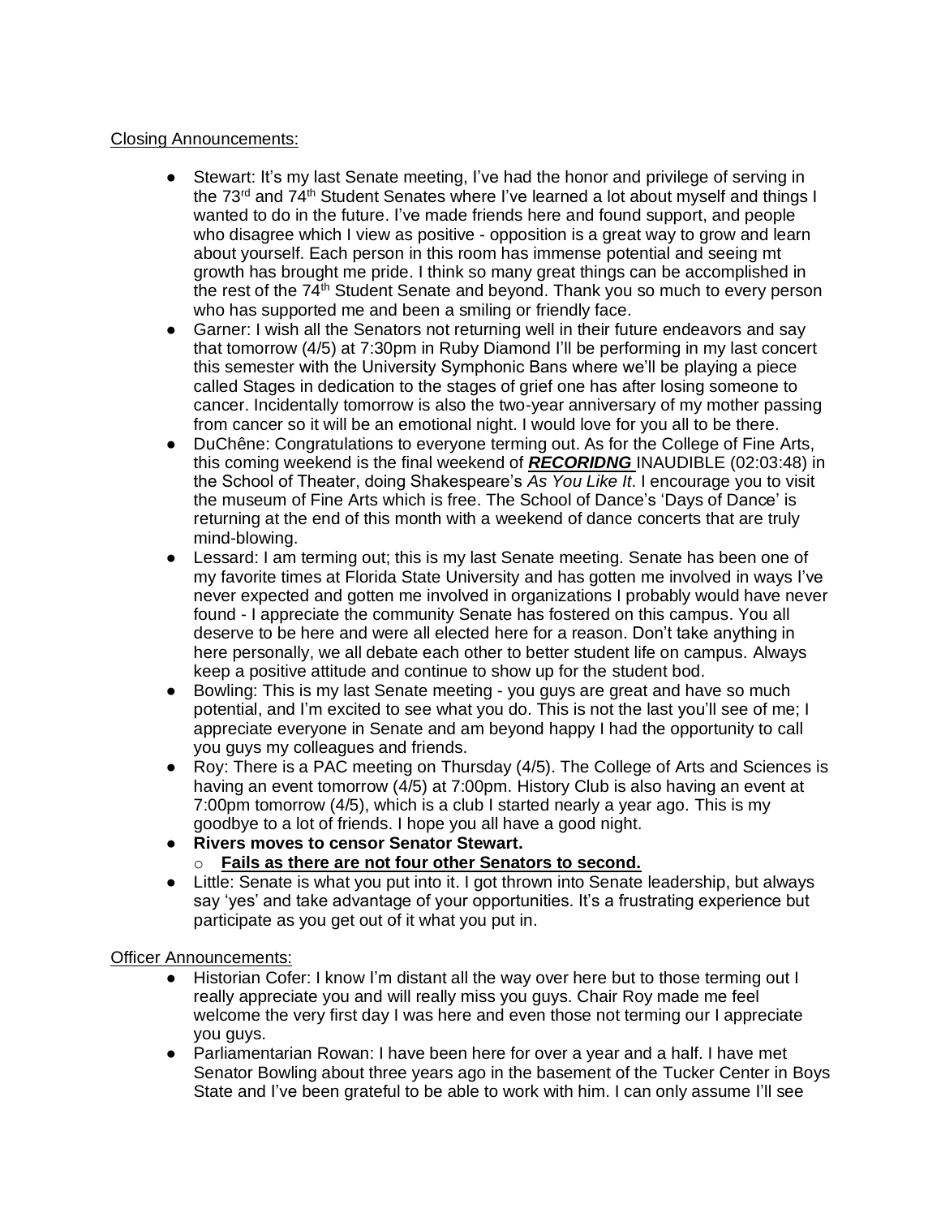Closing Announcements:

- Stewart: It's my last Senate meeting, I've had the honor and privilege of serving in the 73rd and 74th Student Senates where I've learned a lot about myself and things I wanted to do in the future. I've made friends here and found support, and people who disagree which I view as positive - opposition is a great way to grow and learn about yourself. Each person in this room has immense potential and seeing mt growth has brought me pride. I think so many great things can be accomplished in the rest of the 74th Student Senate and beyond. Thank you so much to every person who has supported me and been a smiling or friendly face.
- Garner: I wish all the Senators not returning well in their future endeavors and say that tomorrow (4/5) at 7:30pm in Ruby Diamond I'll be performing in my last concert this semester with the University Symphonic Bans where we'll be playing a piece called Stages in dedication to the stages of grief one has after losing someone to cancer. Incidentally tomorrow is also the two-year anniversary of my mother passing from cancer so it will be an emotional night. I would love for you all to be there.
- DuChêne: Congratulations to everyone terming out. As for the College of Fine Arts, this coming weekend is the final weekend of ***RECORIDNG*** INAUDIBLE (02:03:48) in the School of Theater, doing Shakespeare's *As You Like It*. I encourage you to visit the museum of Fine Arts which is free. The School of Dance's 'Days of Dance' is returning at the end of this month with a weekend of dance concerts that are truly mind-blowing.
- Lessard: I am terming out; this is my last Senate meeting. Senate has been one of my favorite times at Florida State University and has gotten me involved in ways I've never expected and gotten me involved in organizations I probably would have never found - I appreciate the community Senate has fostered on this campus. You all deserve to be here and were all elected here for a reason. Don't take anything in here personally, we all debate each other to better student life on campus. Always keep a positive attitude and continue to show up for the student bod.
- Bowling: This is my last Senate meeting - you guys are great and have so much potential, and I'm excited to see what you do. This is not the last you'll see of me; I appreciate everyone in Senate and am beyond happy I had the opportunity to call you guys my colleagues and friends.
- Roy: There is a PAC meeting on Thursday (4/5). The College of Arts and Sciences is having an event tomorrow (4/5) at 7:00pm. History Club is also having an event at 7:00pm tomorrow (4/5), which is a club I started nearly a year ago. This is my goodbye to a lot of friends. I hope you all have a good night.
- **Rivers moves to censor Senator Stewart.**
  - **Fails as there are not four other Senators to second.**
- Little: Senate is what you put into it. I got thrown into Senate leadership, but always say 'yes' and take advantage of your opportunities. It's a frustrating experience but participate as you get out of it what you put in.

Officer Announcements:

- Historian Cofer: I know I'm distant all the way over here but to those terming out I really appreciate you and will really miss you guys. Chair Roy made me feel welcome the very first day I was here and even those not terming our I appreciate you guys.
- Parliamentarian Rowan: I have been here for over a year and a half. I have met Senator Bowling about three years ago in the basement of the Tucker Center in Boys State and I've been grateful to be able to work with him. I can only assume I'll see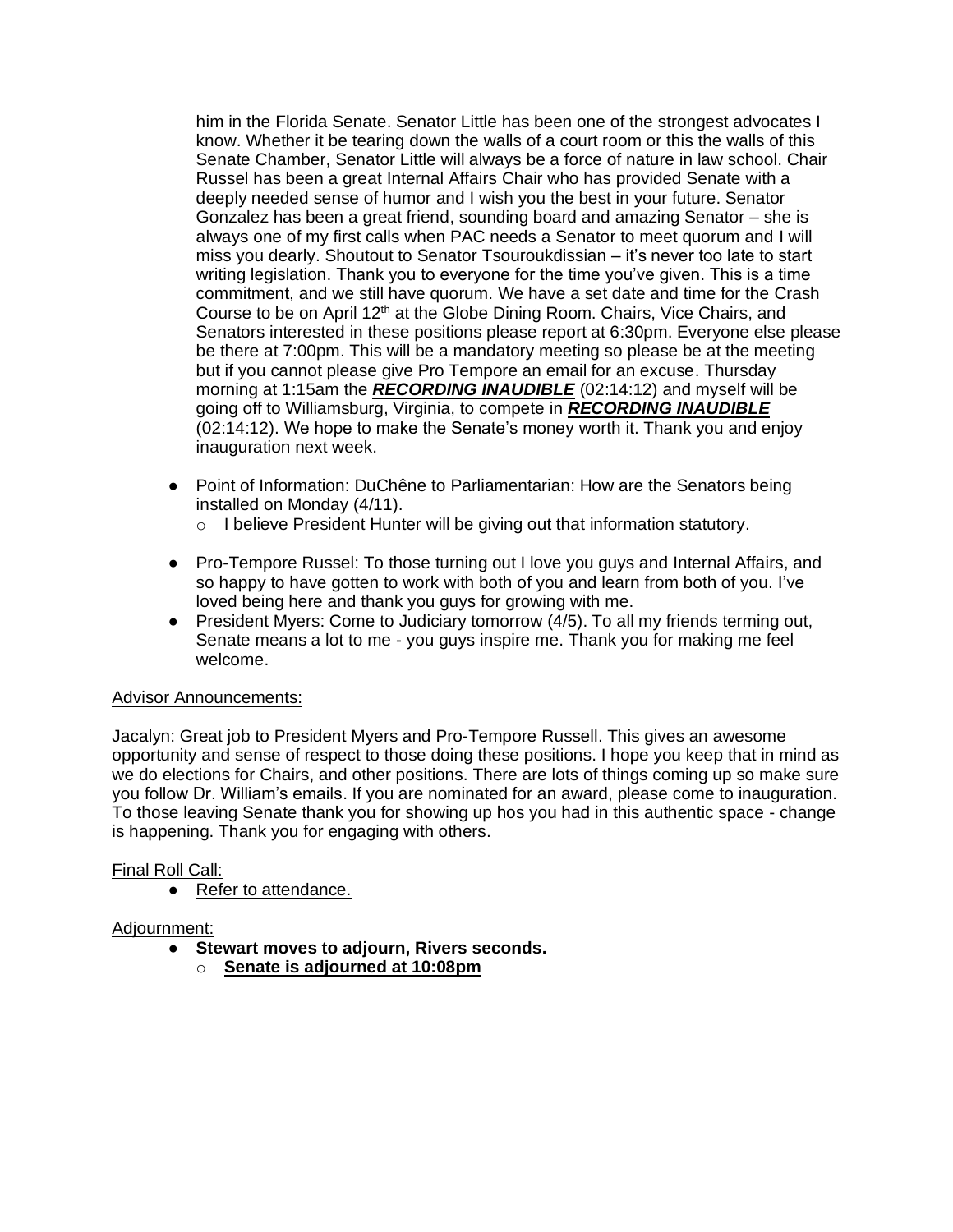him in the Florida Senate. Senator Little has been one of the strongest advocates I know. Whether it be tearing down the walls of a court room or this the walls of this Senate Chamber, Senator Little will always be a force of nature in law school. Chair Russel has been a great Internal Affairs Chair who has provided Senate with a deeply needed sense of humor and I wish you the best in your future. Senator Gonzalez has been a great friend, sounding board and amazing Senator – she is always one of my first calls when PAC needs a Senator to meet quorum and I will miss you dearly. Shoutout to Senator Tsouroukdissian – it's never too late to start writing legislation. Thank you to everyone for the time you've given. This is a time commitment, and we still have quorum. We have a set date and time for the Crash Course to be on April 12th at the Globe Dining Room. Chairs, Vice Chairs, and Senators interested in these positions please report at 6:30pm. Everyone else please be there at 7:00pm. This will be a mandatory meeting so please be at the meeting but if you cannot please give Pro Tempore an email for an excuse. Thursday morning at 1:15am the ***<u>RECORDING INAUDIBLE</u>*** (02:14:12) and myself will be going off to Williamsburg, Virginia, to compete in ***<u>RECORDING INAUDIBLE</u>*** (02:14:12). We hope to make the Senate's money worth it. Thank you and enjoy inauguration next week.

- <u>Point of Information:</u> DuChêne to Parliamentarian: How are the Senators being installed on Monday (4/11).
  - I believe President Hunter will be giving out that information statutory.
- Pro-Tempore Russel: To those turning out I love you guys and Internal Affairs, and so happy to have gotten to work with both of you and learn from both of you. I've loved being here and thank you guys for growing with me.
- President Myers: Come to Judiciary tomorrow (4/5). To all my friends terming out, Senate means a lot to me - you guys inspire me. Thank you for making me feel welcome.

<u>Advisor Announcements:</u>

Jacalyn: Great job to President Myers and Pro-Tempore Russell. This gives an awesome opportunity and sense of respect to those doing these positions. I hope you keep that in mind as we do elections for Chairs, and other positions. There are lots of things coming up so make sure you follow Dr. William's emails. If you are nominated for an award, please come to inauguration. To those leaving Senate thank you for showing up hos you had in this authentic space - change is happening. Thank you for engaging with others.

<u>Final Roll Call:</u>

- <u>Refer to attendance.</u>

<u>Adjournment:</u>

- **Stewart moves to adjourn, Rivers seconds.**
  - **<u>Senate is adjourned at 10:08pm</u>**